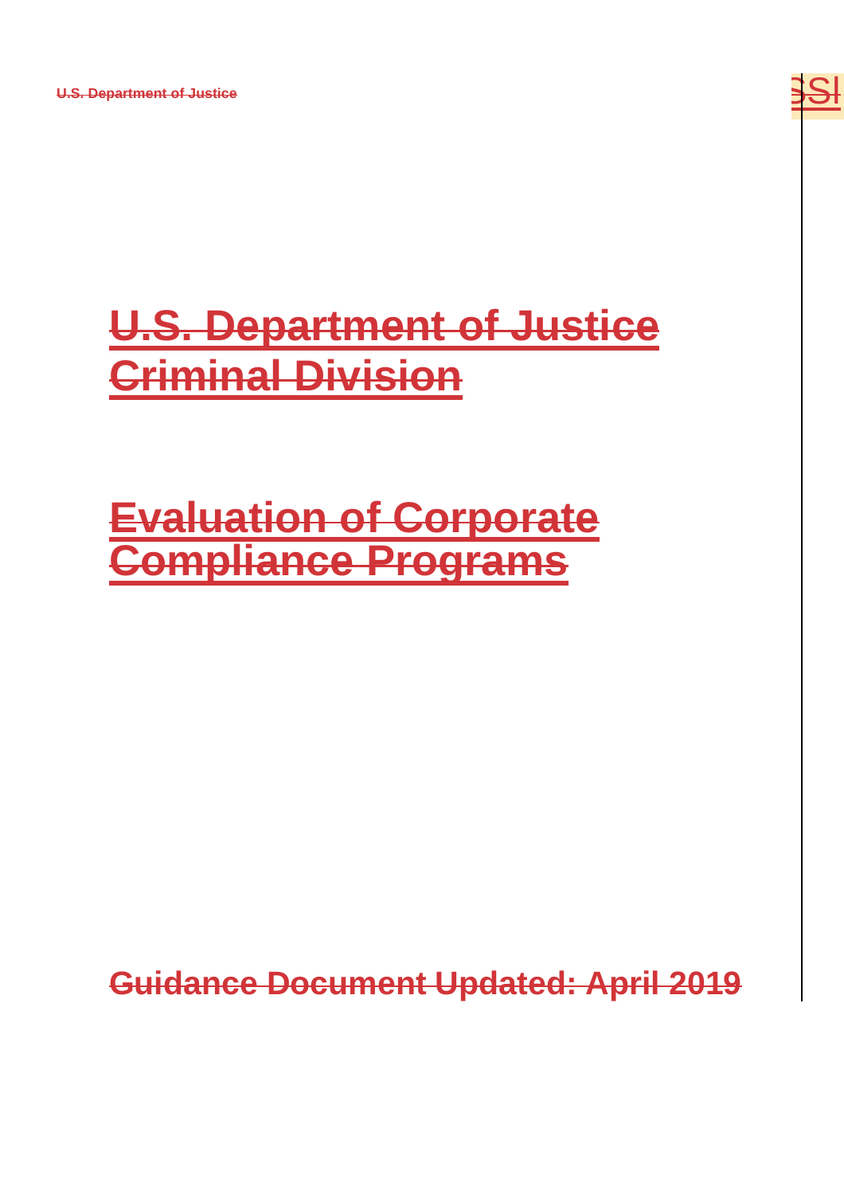# U.S. Department of Justice
# Criminal Division

# Evaluation of Corporate Compliance Programs

**Guidance Document Updated: April 2019**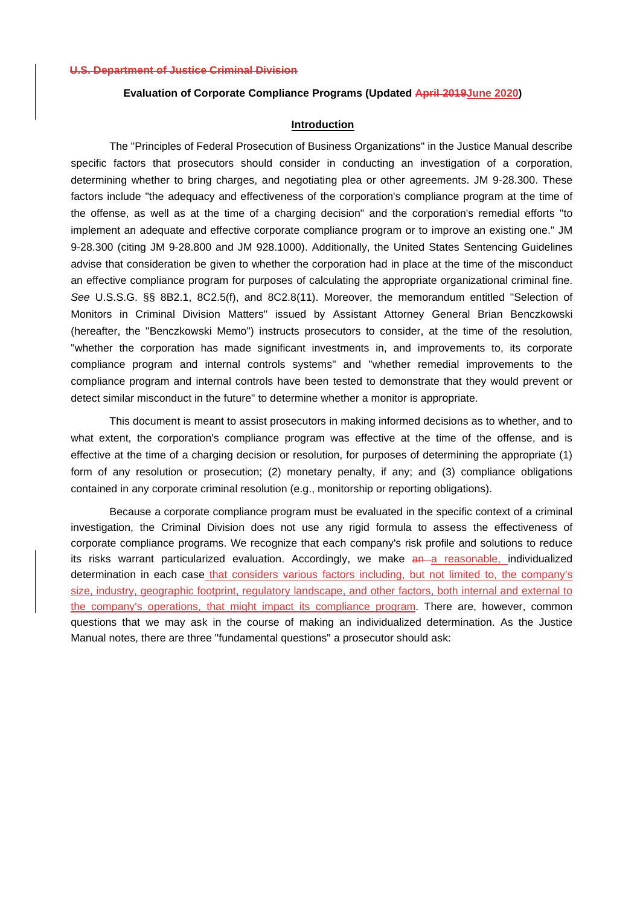~~**U.S. Department of Justice Criminal Division**~~

**Evaluation of Corporate Compliance Programs (Updated ~~April 2019~~June 2020)**

**Introduction**

The "Principles of Federal Prosecution of Business Organizations" in the Justice Manual describe specific factors that prosecutors should consider in conducting an investigation of a corporation, determining whether to bring charges, and negotiating plea or other agreements. JM 9-28.300. These factors include "the adequacy and effectiveness of the corporation's compliance program at the time of the offense, as well as at the time of a charging decision" and the corporation's remedial efforts "to implement an adequate and effective corporate compliance program or to improve an existing one." JM 9-28.300 (citing JM 9-28.800 and JM 928.1000). Additionally, the United States Sentencing Guidelines advise that consideration be given to whether the corporation had in place at the time of the misconduct an effective compliance program for purposes of calculating the appropriate organizational criminal fine. *See* U.S.S.G. §§ 8B2.1, 8C2.5(f), and 8C2.8(11). Moreover, the memorandum entitled "Selection of Monitors in Criminal Division Matters" issued by Assistant Attorney General Brian Benczkowski (hereafter, the "Benczkowski Memo") instructs prosecutors to consider, at the time of the resolution, "whether the corporation has made significant investments in, and improvements to, its corporate compliance program and internal controls systems" and "whether remedial improvements to the compliance program and internal controls have been tested to demonstrate that they would prevent or detect similar misconduct in the future" to determine whether a monitor is appropriate.

This document is meant to assist prosecutors in making informed decisions as to whether, and to what extent, the corporation's compliance program was effective at the time of the offense, and is effective at the time of a charging decision or resolution, for purposes of determining the appropriate (1) form of any resolution or prosecution; (2) monetary penalty, if any; and (3) compliance obligations contained in any corporate criminal resolution (e.g., monitorship or reporting obligations).

Because a corporate compliance program must be evaluated in the specific context of a criminal investigation, the Criminal Division does not use any rigid formula to assess the effectiveness of corporate compliance programs. We recognize that each company's risk profile and solutions to reduce its risks warrant particularized evaluation. Accordingly, we make ~~an~~ a reasonable, individualized determination in each case that considers various factors including, but not limited to, the company's size, industry, geographic footprint, regulatory landscape, and other factors, both internal and external to the company's operations, that might impact its compliance program. There are, however, common questions that we may ask in the course of making an individualized determination. As the Justice Manual notes, there are three "fundamental questions" a prosecutor should ask: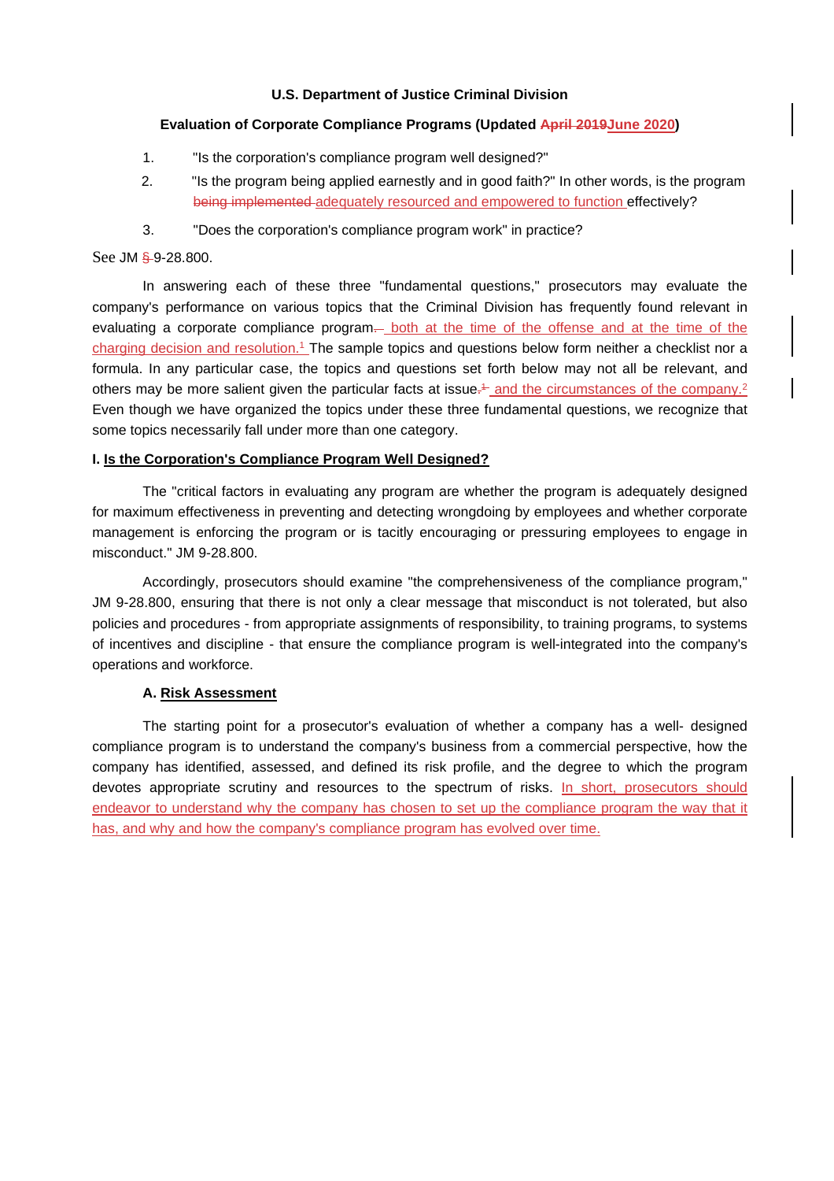**U.S. Department of Justice Criminal Division**

**Evaluation of Corporate Compliance Programs (Updated ~~April 2019~~June 2020)**

1. "Is the corporation's compliance program well designed?"
2. "Is the program being applied earnestly and in good faith?" In other words, is the program ~~being implemented~~ adequately resourced and empowered to function effectively?
3. "Does the corporation's compliance program work" in practice?

See JM ~~§~~ 9-28.800.

In answering each of these three "fundamental questions," prosecutors may evaluate the company's performance on various topics that the Criminal Division has frequently found relevant in evaluating a corporate compliance program~~.~~ – both at the time of the offense and at the time of the charging decision and resolution.[1] The sample topics and questions below form neither a checklist nor a formula. In any particular case, the topics and questions set forth below may not all be relevant, and others may be more salient given the particular facts at issue~~.[1]~~ and the circumstances of the company.[2] Even though we have organized the topics under these three fundamental questions, we recognize that some topics necessarily fall under more than one category.

**I. Is the Corporation's Compliance Program Well Designed?**

The "critical factors in evaluating any program are whether the program is adequately designed for maximum effectiveness in preventing and detecting wrongdoing by employees and whether corporate management is enforcing the program or is tacitly encouraging or pressuring employees to engage in misconduct." JM 9-28.800.

Accordingly, prosecutors should examine "the comprehensiveness of the compliance program," JM 9-28.800, ensuring that there is not only a clear message that misconduct is not tolerated, but also policies and procedures - from appropriate assignments of responsibility, to training programs, to systems of incentives and discipline - that ensure the compliance program is well-integrated into the company's operations and workforce.

**A. Risk Assessment**

The starting point for a prosecutor's evaluation of whether a company has a well- designed compliance program is to understand the company's business from a commercial perspective, how the company has identified, assessed, and defined its risk profile, and the degree to which the program devotes appropriate scrutiny and resources to the spectrum of risks. In short, prosecutors should endeavor to understand why the company has chosen to set up the compliance program the way that it has, and why and how the company's compliance program has evolved over time.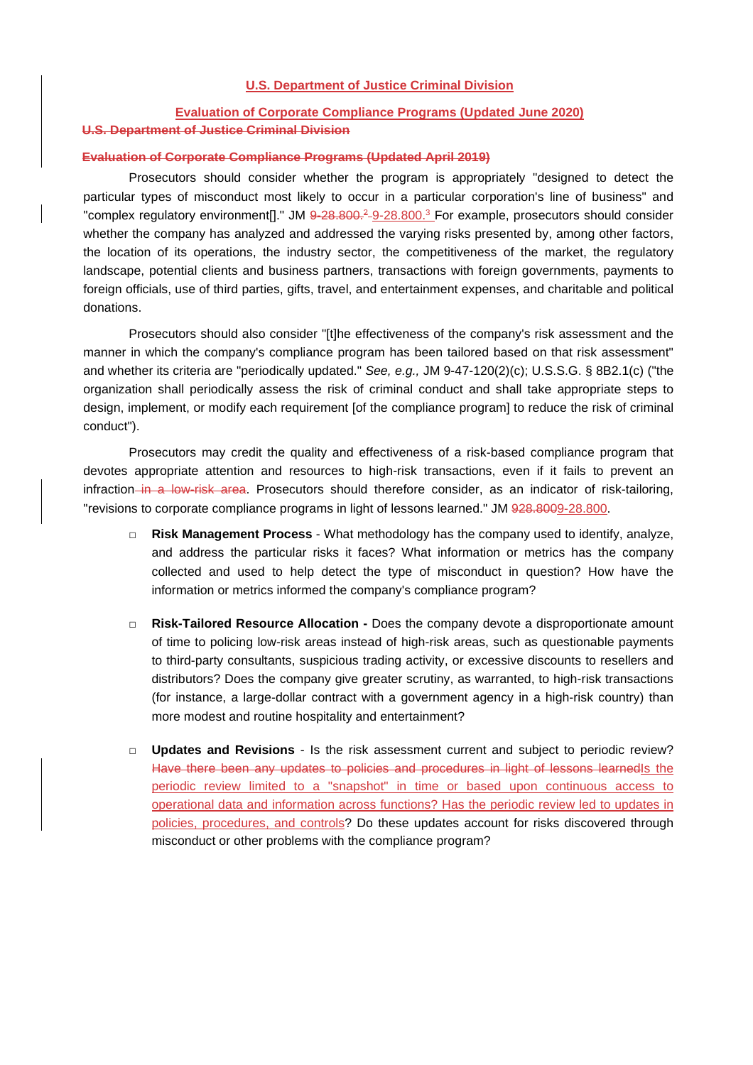<u>**U.S. Department of Justice Criminal Division**</u>

<u>**Evaluation of Corporate Compliance Programs (Updated June 2020)**</u>

~~**U.S. Department of Justice Criminal Division**~~

~~**Evaluation of Corporate Compliance Programs (Updated April 2019)**~~

Prosecutors should consider whether the program is appropriately "designed to detect the particular types of misconduct most likely to occur in a particular corporation's line of business" and "complex regulatory environment[]." JM ~~9-28.800.[2]~~ <u>9-28.800.[3]</u> For example, prosecutors should consider whether the company has analyzed and addressed the varying risks presented by, among other factors, the location of its operations, the industry sector, the competitiveness of the market, the regulatory landscape, potential clients and business partners, transactions with foreign governments, payments to foreign officials, use of third parties, gifts, travel, and entertainment expenses, and charitable and political donations.

Prosecutors should also consider "[t]he effectiveness of the company's risk assessment and the manner in which the company's compliance program has been tailored based on that risk assessment" and whether its criteria are "periodically updated." *See, e.g.,* JM 9-47-120(2)(c); U.S.S.G. § 8B2.1(c) ("the organization shall periodically assess the risk of criminal conduct and shall take appropriate steps to design, implement, or modify each requirement [of the compliance program] to reduce the risk of criminal conduct").

Prosecutors may credit the quality and effectiveness of a risk-based compliance program that devotes appropriate attention and resources to high-risk transactions, even if it fails to prevent an infraction ~~in a low-risk area~~. Prosecutors should therefore consider, as an indicator of risk-tailoring, "revisions to corporate compliance programs in light of lessons learned." JM ~~928.800~~<u>9-28.800</u>.

- **Risk Management Process** - What methodology has the company used to identify, analyze, and address the particular risks it faces? What information or metrics has the company collected and used to help detect the type of misconduct in question? How have the information or metrics informed the company's compliance program?

- **Risk-Tailored Resource Allocation -** Does the company devote a disproportionate amount of time to policing low-risk areas instead of high-risk areas, such as questionable payments to third-party consultants, suspicious trading activity, or excessive discounts to resellers and distributors? Does the company give greater scrutiny, as warranted, to high-risk transactions (for instance, a large-dollar contract with a government agency in a high-risk country) than more modest and routine hospitality and entertainment?

- **Updates and Revisions** - Is the risk assessment current and subject to periodic review? ~~Have there been any updates to policies and procedures in light of lessons learned~~<u>Is the periodic review limited to a "snapshot" in time or based upon continuous access to operational data and information across functions? Has the periodic review led to updates in policies, procedures, and controls</u>? Do these updates account for risks discovered through misconduct or other problems with the compliance program?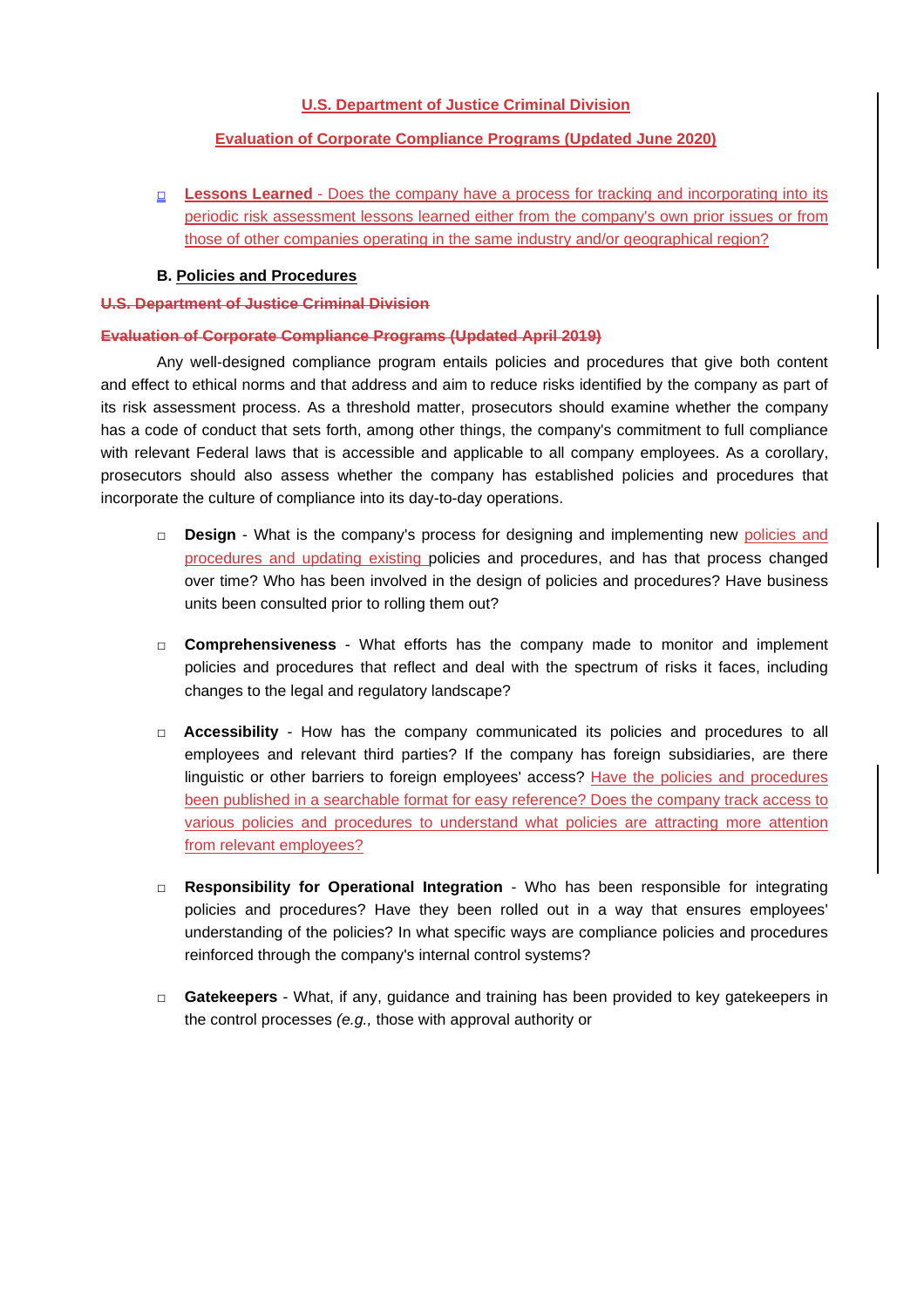- **Lessons Learned** - Does the company have a process for tracking and incorporating into its periodic risk assessment lessons learned either from the company's own prior issues or from those of other companies operating in the same industry and/or geographical region?

**B. Policies and Procedures**

~~U.S. Department of Justice Criminal Division~~

~~Evaluation of Corporate Compliance Programs (Updated April 2019)~~

Any well-designed compliance program entails policies and procedures that give both content and effect to ethical norms and that address and aim to reduce risks identified by the company as part of its risk assessment process. As a threshold matter, prosecutors should examine whether the company has a code of conduct that sets forth, among other things, the company's commitment to full compliance with relevant Federal laws that is accessible and applicable to all company employees. As a corollary, prosecutors should also assess whether the company has established policies and procedures that incorporate the culture of compliance into its day-to-day operations.

- **Design** - What is the company's process for designing and implementing new policies and procedures and updating existing policies and procedures, and has that process changed over time? Who has been involved in the design of policies and procedures? Have business units been consulted prior to rolling them out?

- **Comprehensiveness** - What efforts has the company made to monitor and implement policies and procedures that reflect and deal with the spectrum of risks it faces, including changes to the legal and regulatory landscape?

- **Accessibility** - How has the company communicated its policies and procedures to all employees and relevant third parties? If the company has foreign subsidiaries, are there linguistic or other barriers to foreign employees' access? Have the policies and procedures been published in a searchable format for easy reference? Does the company track access to various policies and procedures to understand what policies are attracting more attention from relevant employees?

- **Responsibility for Operational Integration** - Who has been responsible for integrating policies and procedures? Have they been rolled out in a way that ensures employees' understanding of the policies? In what specific ways are compliance policies and procedures reinforced through the company's internal control systems?

- **Gatekeepers** - What, if any, guidance and training has been provided to key gatekeepers in the control processes *(e.g.,* those with approval authority or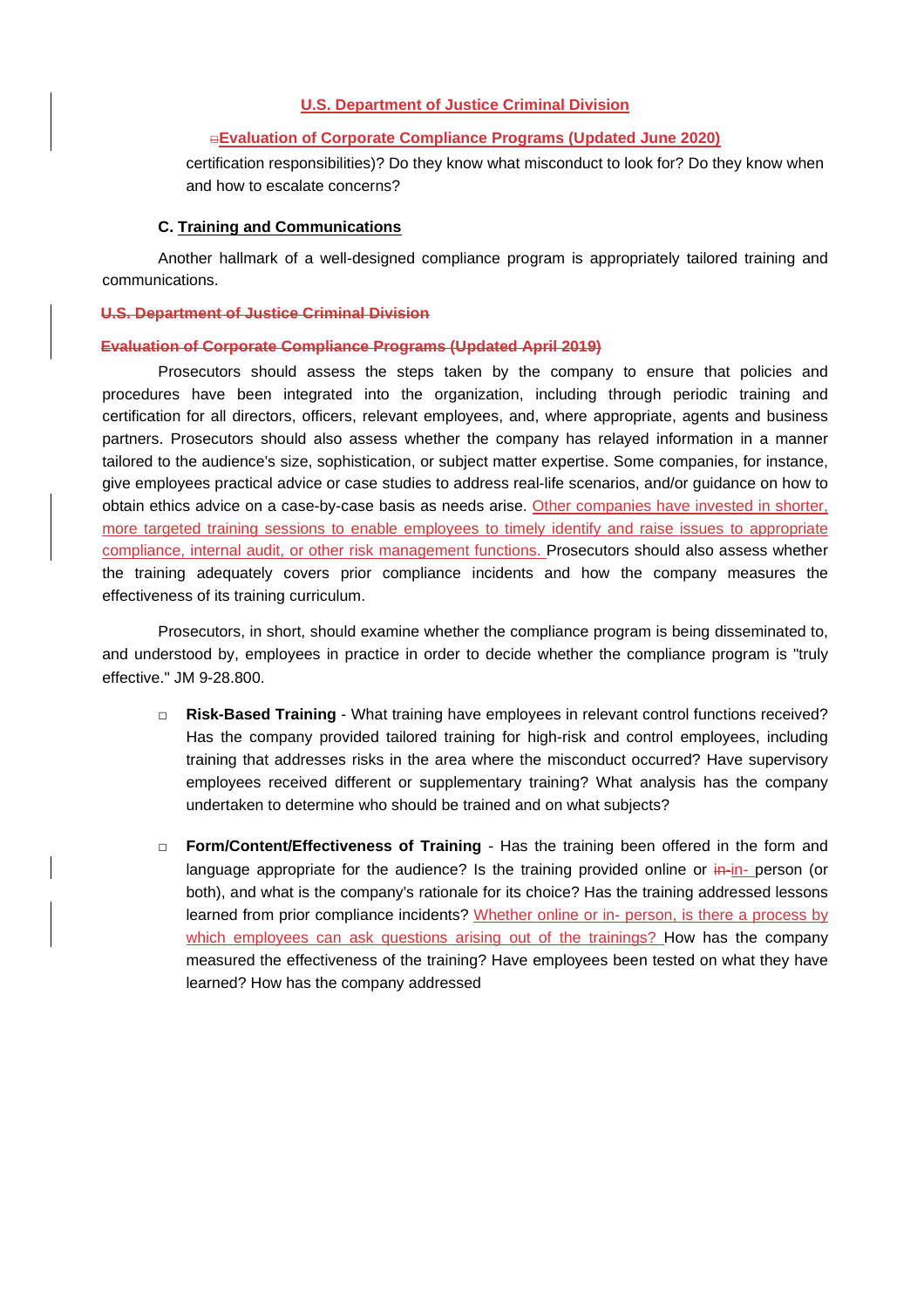certification responsibilities)? Do they know what misconduct to look for? Do they know when and how to escalate concerns?

### C. Training and Communications

Another hallmark of a well-designed compliance program is appropriately tailored training and communications.

Prosecutors should assess the steps taken by the company to ensure that policies and procedures have been integrated into the organization, including through periodic training and certification for all directors, officers, relevant employees, and, where appropriate, agents and business partners. Prosecutors should also assess whether the company has relayed information in a manner tailored to the audience's size, sophistication, or subject matter expertise. Some companies, for instance, give employees practical advice or case studies to address real-life scenarios, and/or guidance on how to obtain ethics advice on a case-by-case basis as needs arise. Other companies have invested in shorter, more targeted training sessions to enable employees to timely identify and raise issues to appropriate compliance, internal audit, or other risk management functions. Prosecutors should also assess whether the training adequately covers prior compliance incidents and how the company measures the effectiveness of its training curriculum.

Prosecutors, in short, should examine whether the compliance program is being disseminated to, and understood by, employees in practice in order to decide whether the compliance program is "truly effective." JM 9-28.800.

- **Risk-Based Training** - What training have employees in relevant control functions received? Has the company provided tailored training for high-risk and control employees, including training that addresses risks in the area where the misconduct occurred? Have supervisory employees received different or supplementary training? What analysis has the company undertaken to determine who should be trained and on what subjects?

- **Form/Content/Effectiveness of Training** - Has the training been offered in the form and language appropriate for the audience? Is the training provided online or in-person (or both), and what is the company's rationale for its choice? Has the training addressed lessons learned from prior compliance incidents? Whether online or in-person, is there a process by which employees can ask questions arising out of the trainings? How has the company measured the effectiveness of the training? Have employees been tested on what they have learned? How has the company addressed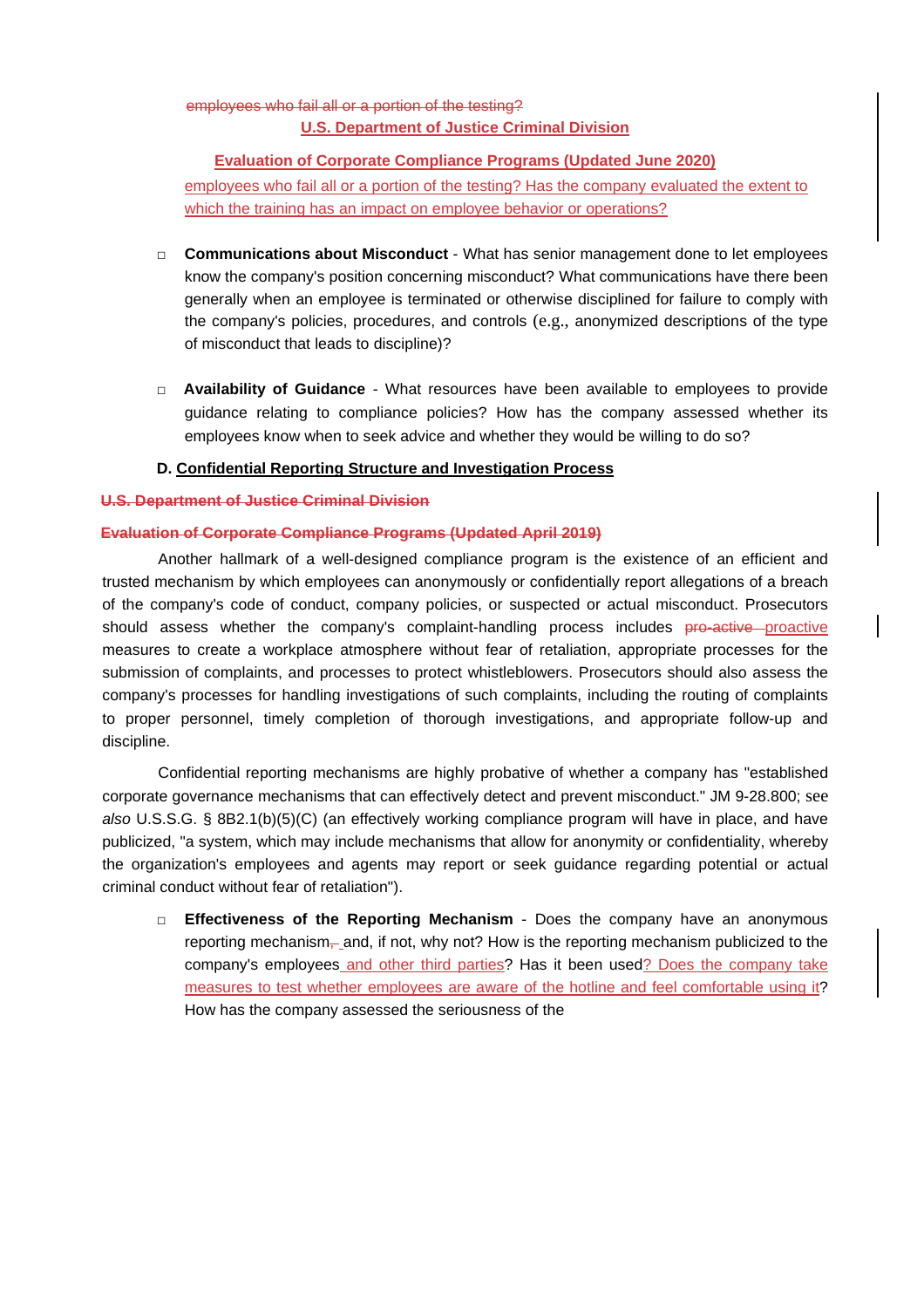~~employees who fail all or a portion of the testing?~~

**U.S. Department of Justice Criminal Division**

**Evaluation of Corporate Compliance Programs (Updated June 2020)**

employees who fail all or a portion of the testing? Has the company evaluated the extent to which the training has an impact on employee behavior or operations?

- **Communications about Misconduct** - What has senior management done to let employees know the company's position concerning misconduct? What communications have there been generally when an employee is terminated or otherwise disciplined for failure to comply with the company's policies, procedures, and controls (e.g., anonymized descriptions of the type of misconduct that leads to discipline)?

- **Availability of Guidance** - What resources have been available to employees to provide guidance relating to compliance policies? How has the company assessed whether its employees know when to seek advice and whether they would be willing to do so?

**D. Confidential Reporting Structure and Investigation Process**

~~**U.S. Department of Justice Criminal Division**~~

~~**Evaluation of Corporate Compliance Programs (Updated April 2019)**~~

Another hallmark of a well-designed compliance program is the existence of an efficient and trusted mechanism by which employees can anonymously or confidentially report allegations of a breach of the company's code of conduct, company policies, or suspected or actual misconduct. Prosecutors should assess whether the company's complaint-handling process includes ~~pro-active~~ proactive measures to create a workplace atmosphere without fear of retaliation, appropriate processes for the submission of complaints, and processes to protect whistleblowers. Prosecutors should also assess the company's processes for handling investigations of such complaints, including the routing of complaints to proper personnel, timely completion of thorough investigations, and appropriate follow-up and discipline.

Confidential reporting mechanisms are highly probative of whether a company has "established corporate governance mechanisms that can effectively detect and prevent misconduct." JM 9-28.800; *see also* U.S.S.G. § 8B2.1(b)(5)(C) (an effectively working compliance program will have in place, and have publicized, "a system, which may include mechanisms that allow for anonymity or confidentiality, whereby the organization's employees and agents may report or seek guidance regarding potential or actual criminal conduct without fear of retaliation").

- **Effectiveness of the Reporting Mechanism** - Does the company have an anonymous reporting mechanism~~,~~ and, if not, why not? How is the reporting mechanism publicized to the company's employees and other third parties? Has it been used? Does the company take measures to test whether employees are aware of the hotline and feel comfortable using it? How has the company assessed the seriousness of the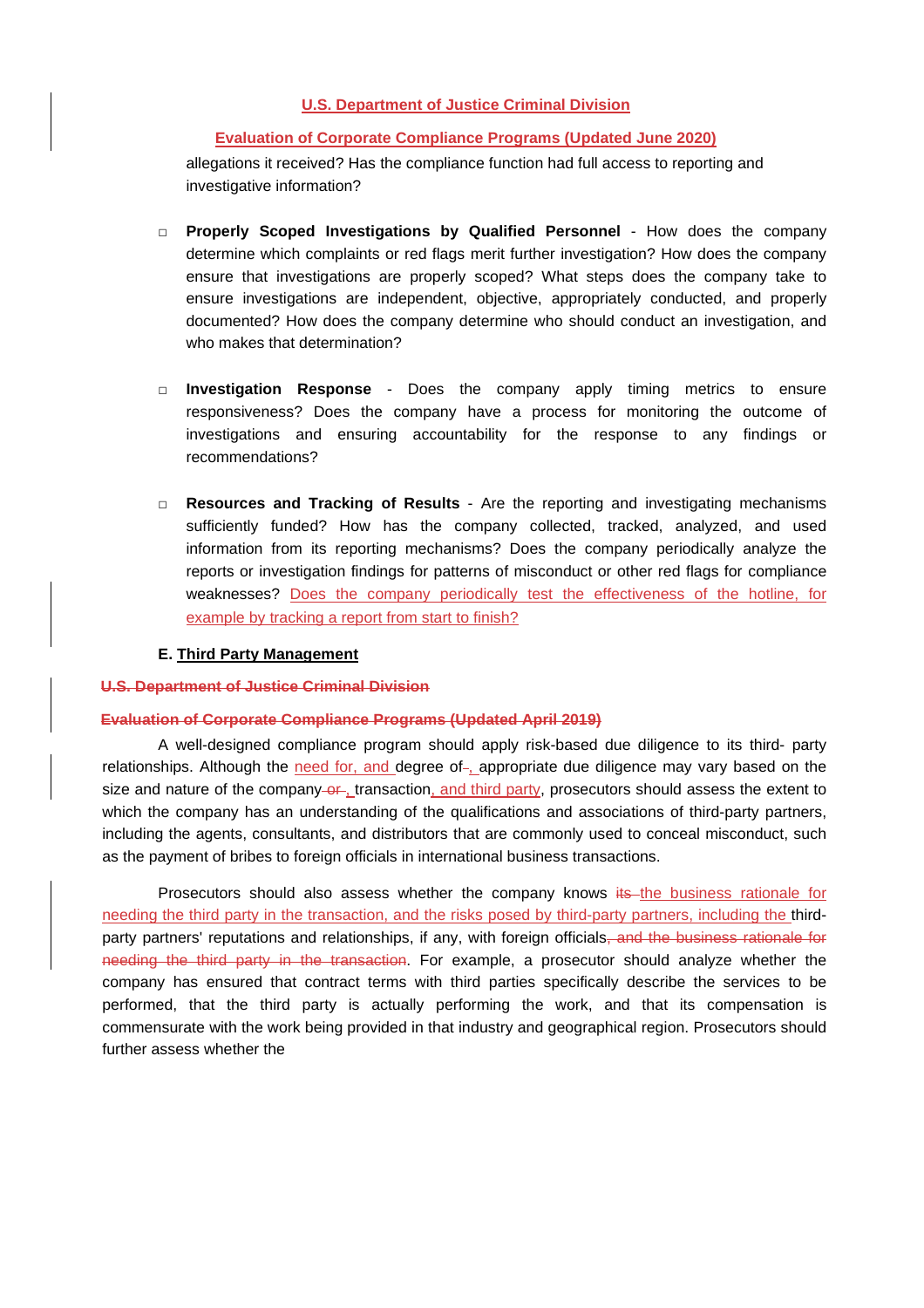allegations it received? Has the compliance function had full access to reporting and investigative information?

- **Properly Scoped Investigations by Qualified Personnel** - How does the company determine which complaints or red flags merit further investigation? How does the company ensure that investigations are properly scoped? What steps does the company take to ensure investigations are independent, objective, appropriately conducted, and properly documented? How does the company determine who should conduct an investigation, and who makes that determination?

- **Investigation Response** - Does the company apply timing metrics to ensure responsiveness? Does the company have a process for monitoring the outcome of investigations and ensuring accountability for the response to any findings or recommendations?

- **Resources and Tracking of Results** - Are the reporting and investigating mechanisms sufficiently funded? How has the company collected, tracked, analyzed, and used information from its reporting mechanisms? Does the company periodically analyze the reports or investigation findings for patterns of misconduct or other red flags for compliance weaknesses? Does the company periodically test the effectiveness of the hotline, for example by tracking a report from start to finish?

### E. Third Party Management

A well-designed compliance program should apply risk-based due diligence to its third- party relationships. Although the need for, and degree of~~-~~, appropriate due diligence may vary based on the size and nature of the company~~ or ~~, transaction, and third party, prosecutors should assess the extent to which the company has an understanding of the qualifications and associations of third-party partners, including the agents, consultants, and distributors that are commonly used to conceal misconduct, such as the payment of bribes to foreign officials in international business transactions.

Prosecutors should also assess whether the company knows ~~its ~~the business rationale for needing the third party in the transaction, and the risks posed by third-party partners, including the third-party partners' reputations and relationships, if any, with foreign officials~~, and the business rationale for needing the third party in the transaction~~. For example, a prosecutor should analyze whether the company has ensured that contract terms with third parties specifically describe the services to be performed, that the third party is actually performing the work, and that its compensation is commensurate with the work being provided in that industry and geographical region. Prosecutors should further assess whether the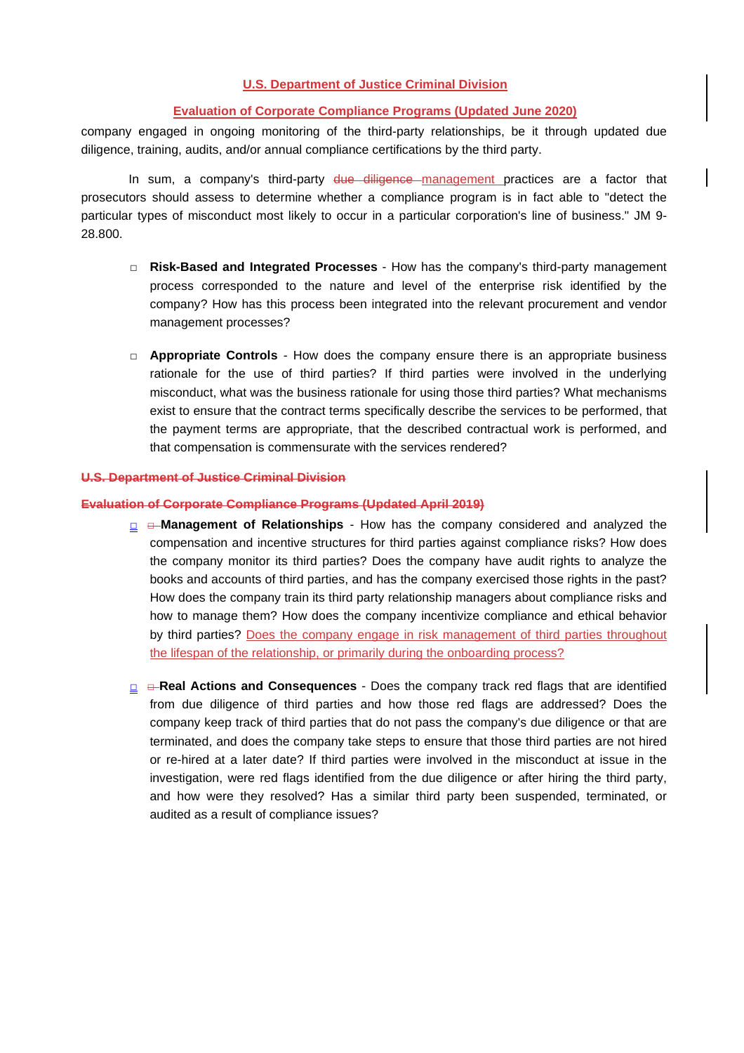U.S. Department of Justice Criminal Division

Evaluation of Corporate Compliance Programs (Updated June 2020)

company engaged in ongoing monitoring of the third-party relationships, be it through updated due diligence, training, audits, and/or annual compliance certifications by the third party.

In sum, a company's third-party ~~due diligence~~ management practices are a factor that prosecutors should assess to determine whether a compliance program is in fact able to "detect the particular types of misconduct most likely to occur in a particular corporation's line of business." JM 9-28.800.

- **Risk-Based and Integrated Processes** - How has the company's third-party management process corresponded to the nature and level of the enterprise risk identified by the company? How has this process been integrated into the relevant procurement and vendor management processes?

- **Appropriate Controls** - How does the company ensure there is an appropriate business rationale for the use of third parties? If third parties were involved in the underlying misconduct, what was the business rationale for using those third parties? What mechanisms exist to ensure that the contract terms specifically describe the services to be performed, that the payment terms are appropriate, that the described contractual work is performed, and that compensation is commensurate with the services rendered?

~~U.S. Department of Justice Criminal Division~~

~~Evaluation of Corporate Compliance Programs (Updated April 2019)~~

- **Management of Relationships** - How has the company considered and analyzed the compensation and incentive structures for third parties against compliance risks? How does the company monitor its third parties? Does the company have audit rights to analyze the books and accounts of third parties, and has the company exercised those rights in the past? How does the company train its third party relationship managers about compliance risks and how to manage them? How does the company incentivize compliance and ethical behavior by third parties? Does the company engage in risk management of third parties throughout the lifespan of the relationship, or primarily during the onboarding process?

- **Real Actions and Consequences** - Does the company track red flags that are identified from due diligence of third parties and how those red flags are addressed? Does the company keep track of third parties that do not pass the company's due diligence or that are terminated, and does the company take steps to ensure that those third parties are not hired or re-hired at a later date? If third parties were involved in the misconduct at issue in the investigation, were red flags identified from the due diligence or after hiring the third party, and how were they resolved? Has a similar third party been suspended, terminated, or audited as a result of compliance issues?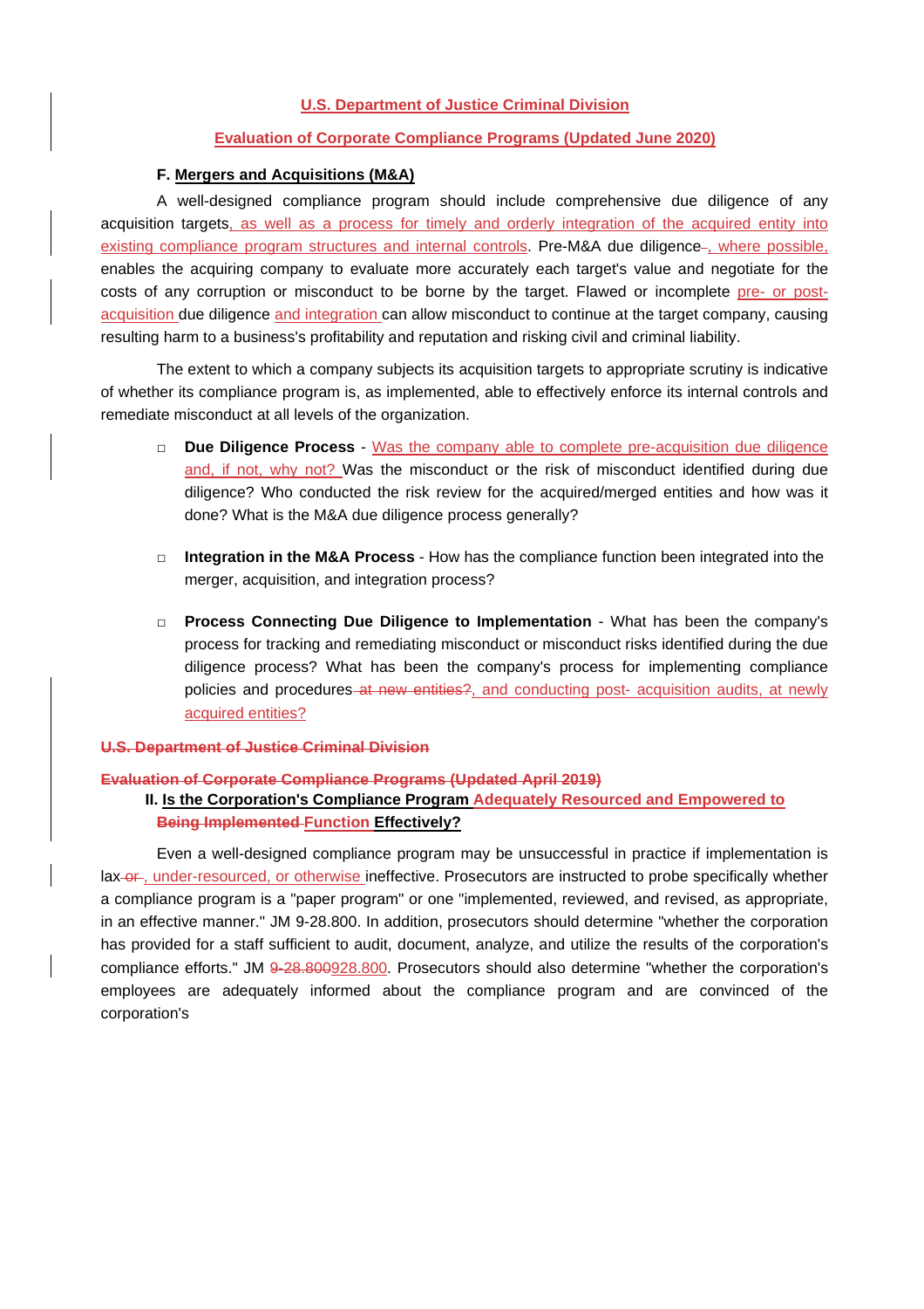**U.S. Department of Justice Criminal Division**

**Evaluation of Corporate Compliance Programs (Updated June 2020)**

### F. Mergers and Acquisitions (M&A)

A well-designed compliance program should include comprehensive due diligence of any acquisition targets, as well as a process for timely and orderly integration of the acquired entity into existing compliance program structures and internal controls. Pre-M&A due diligence~~-~~, where possible, enables the acquiring company to evaluate more accurately each target's value and negotiate for the costs of any corruption or misconduct to be borne by the target. Flawed or incomplete pre- or post-acquisition due diligence and integration can allow misconduct to continue at the target company, causing resulting harm to a business's profitability and reputation and risking civil and criminal liability.

The extent to which a company subjects its acquisition targets to appropriate scrutiny is indicative of whether its compliance program is, as implemented, able to effectively enforce its internal controls and remediate misconduct at all levels of the organization.

- **Due Diligence Process** - Was the company able to complete pre-acquisition due diligence and, if not, why not? Was the misconduct or the risk of misconduct identified during due diligence? Who conducted the risk review for the acquired/merged entities and how was it done? What is the M&A due diligence process generally?

- **Integration in the M&A Process** - How has the compliance function been integrated into the merger, acquisition, and integration process?

- **Process Connecting Due Diligence to Implementation** - What has been the company's process for tracking and remediating misconduct or misconduct risks identified during the due diligence process? What has been the company's process for implementing compliance policies and procedures~~ at new entities?~~, and conducting post- acquisition audits, at newly acquired entities?

~~**U.S. Department of Justice Criminal Division**~~

~~**Evaluation of Corporate Compliance Programs (Updated April 2019)**~~

## II. Is the Corporation's Compliance Program Adequately Resourced and Empowered to ~~Being Implemented~~ Function Effectively?

Even a well-designed compliance program may be unsuccessful in practice if implementation is lax~~ or~~, under-resourced, or otherwise ineffective. Prosecutors are instructed to probe specifically whether a compliance program is a "paper program" or one "implemented, reviewed, and revised, as appropriate, in an effective manner." JM 9-28.800. In addition, prosecutors should determine "whether the corporation has provided for a staff sufficient to audit, document, analyze, and utilize the results of the corporation's compliance efforts." JM ~~9-28.800~~928.800. Prosecutors should also determine "whether the corporation's employees are adequately informed about the compliance program and are convinced of the corporation's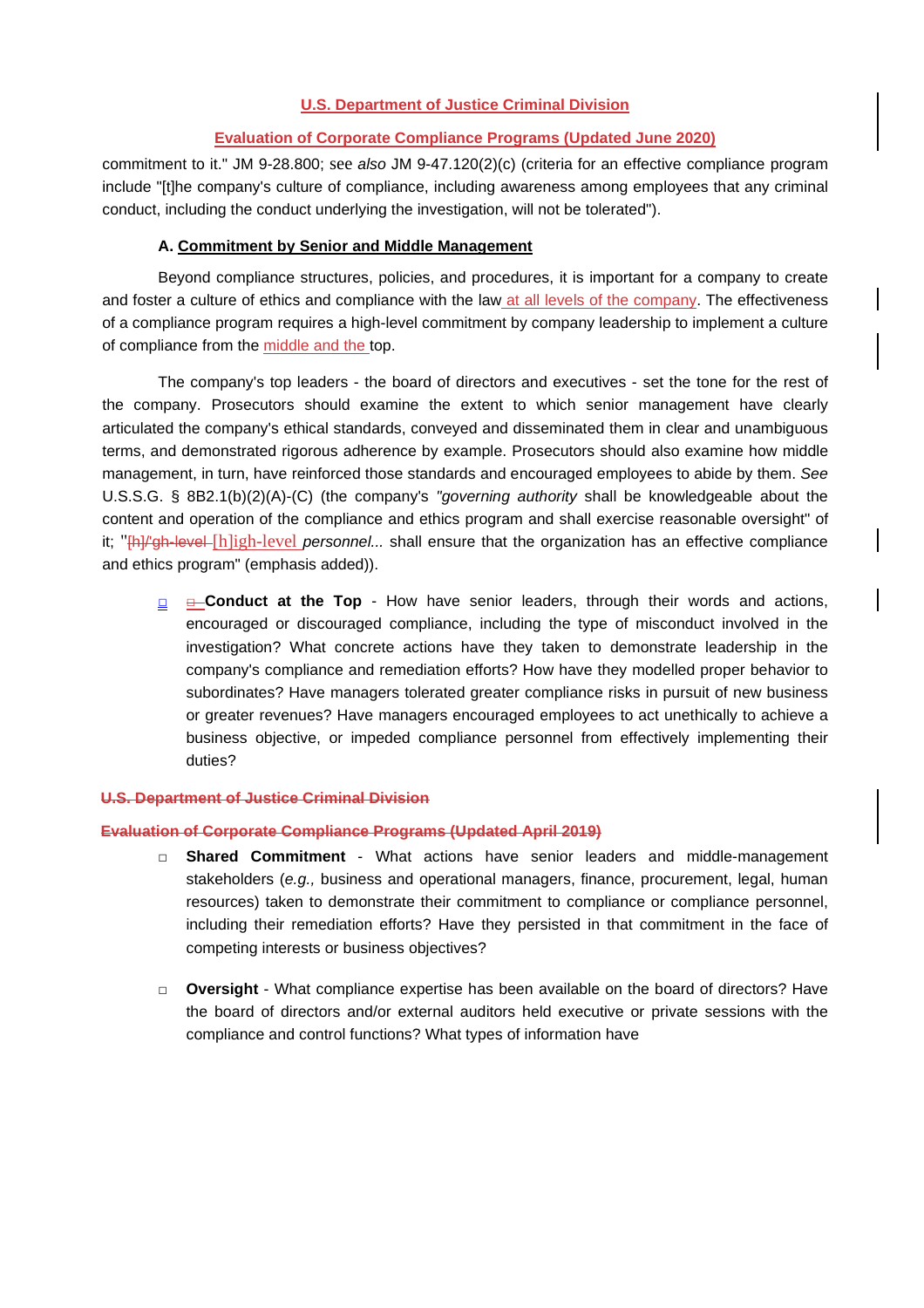commitment to it." JM 9-28.800; see *also* JM 9-47.120(2)(c) (criteria for an effective compliance program include "[t]he company's culture of compliance, including awareness among employees that any criminal conduct, including the conduct underlying the investigation, will not be tolerated").

### A. Commitment by Senior and Middle Management

Beyond compliance structures, policies, and procedures, it is important for a company to create and foster a culture of ethics and compliance with the law at all levels of the company. The effectiveness of a compliance program requires a high-level commitment by company leadership to implement a culture of compliance from the middle and the top.

The company's top leaders - the board of directors and executives - set the tone for the rest of the company. Prosecutors should examine the extent to which senior management have clearly articulated the company's ethical standards, conveyed and disseminated them in clear and unambiguous terms, and demonstrated rigorous adherence by example. Prosecutors should also examine how middle management, in turn, have reinforced those standards and encouraged employees to abide by them. *See* U.S.S.G. § 8B2.1(b)(2)(A)-(C) (the company's *"governing authority* shall be knowledgeable about the content and operation of the compliance and ethics program and shall exercise reasonable oversight" of it; "~~[h]i'gh-level~~ [h]igh-level *personnel...* shall ensure that the organization has an effective compliance and ethics program" (emphasis added)).

- **Conduct at the Top** - How have senior leaders, through their words and actions, encouraged or discouraged compliance, including the type of misconduct involved in the investigation? What concrete actions have they taken to demonstrate leadership in the company's compliance and remediation efforts? How have they modelled proper behavior to subordinates? Have managers tolerated greater compliance risks in pursuit of new business or greater revenues? Have managers encouraged employees to act unethically to achieve a business objective, or impeded compliance personnel from effectively implementing their duties?

- **Shared Commitment** - What actions have senior leaders and middle-management stakeholders (*e.g.,* business and operational managers, finance, procurement, legal, human resources) taken to demonstrate their commitment to compliance or compliance personnel, including their remediation efforts? Have they persisted in that commitment in the face of competing interests or business objectives?

- **Oversight** - What compliance expertise has been available on the board of directors? Have the board of directors and/or external auditors held executive or private sessions with the compliance and control functions? What types of information have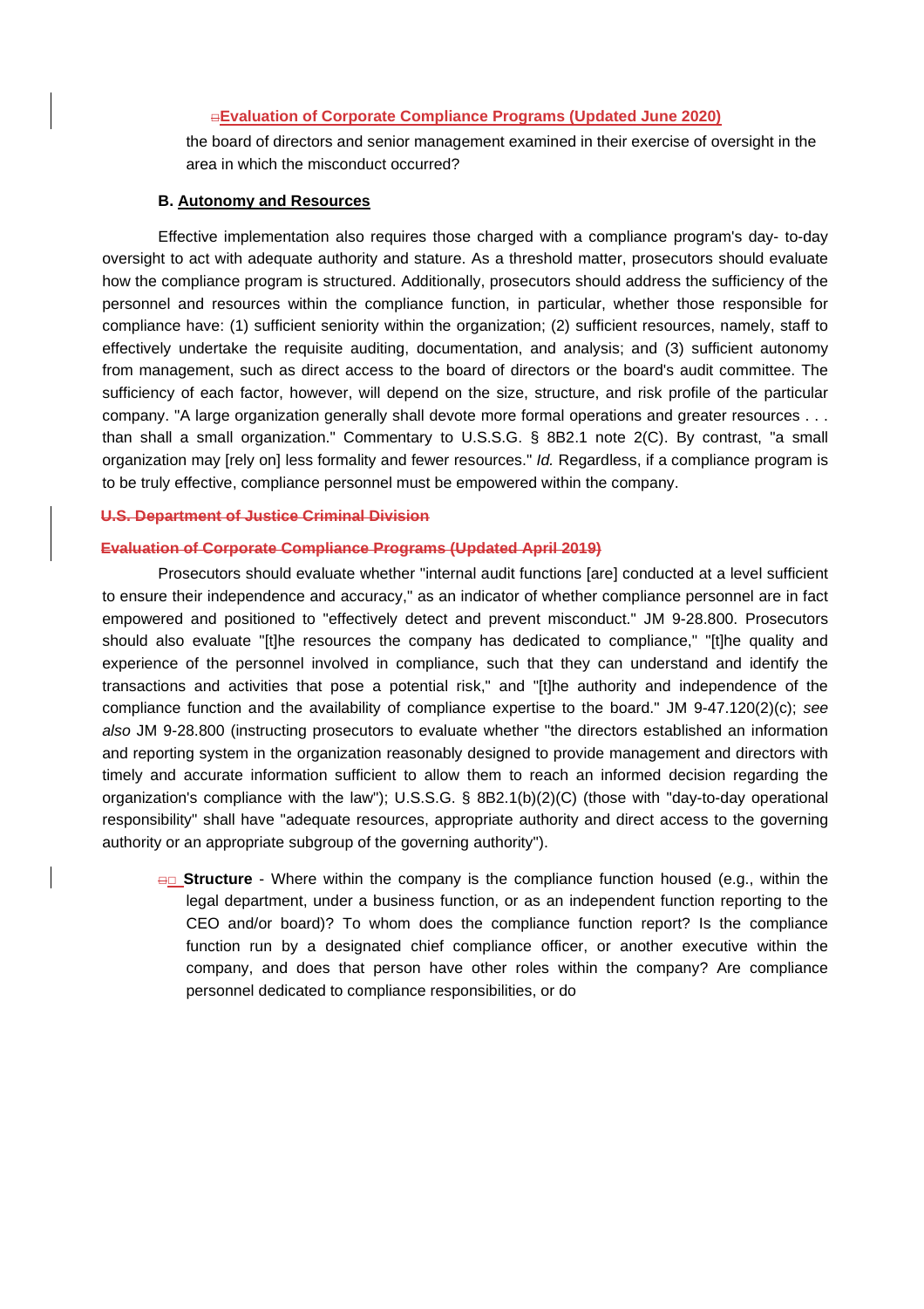the board of directors and senior management examined in their exercise of oversight in the area in which the misconduct occurred?

### B. Autonomy and Resources

Effective implementation also requires those charged with a compliance program's day- to-day oversight to act with adequate authority and stature. As a threshold matter, prosecutors should evaluate how the compliance program is structured. Additionally, prosecutors should address the sufficiency of the personnel and resources within the compliance function, in particular, whether those responsible for compliance have: (1) sufficient seniority within the organization; (2) sufficient resources, namely, staff to effectively undertake the requisite auditing, documentation, and analysis; and (3) sufficient autonomy from management, such as direct access to the board of directors or the board's audit committee. The sufficiency of each factor, however, will depend on the size, structure, and risk profile of the particular company. "A large organization generally shall devote more formal operations and greater resources . . . than shall a small organization." Commentary to U.S.S.G. § 8B2.1 note 2(C). By contrast, "a small organization may [rely on] less formality and fewer resources." *Id.* Regardless, if a compliance program is to be truly effective, compliance personnel must be empowered within the company.

Prosecutors should evaluate whether "internal audit functions [are] conducted at a level sufficient to ensure their independence and accuracy," as an indicator of whether compliance personnel are in fact empowered and positioned to "effectively detect and prevent misconduct." JM 9-28.800. Prosecutors should also evaluate "[t]he resources the company has dedicated to compliance," "[t]he quality and experience of the personnel involved in compliance, such that they can understand and identify the transactions and activities that pose a potential risk," and "[t]he authority and independence of the compliance function and the availability of compliance expertise to the board." JM 9-47.120(2)(c); *see also* JM 9-28.800 (instructing prosecutors to evaluate whether "the directors established an information and reporting system in the organization reasonably designed to provide management and directors with timely and accurate information sufficient to allow them to reach an informed decision regarding the organization's compliance with the law"); U.S.S.G. § 8B2.1(b)(2)(C) (those with "day-to-day operational responsibility" shall have "adequate resources, appropriate authority and direct access to the governing authority or an appropriate subgroup of the governing authority").

- **Structure** - Where within the company is the compliance function housed (e.g., within the legal department, under a business function, or as an independent function reporting to the CEO and/or board)? To whom does the compliance function report? Is the compliance function run by a designated chief compliance officer, or another executive within the company, and does that person have other roles within the company? Are compliance personnel dedicated to compliance responsibilities, or do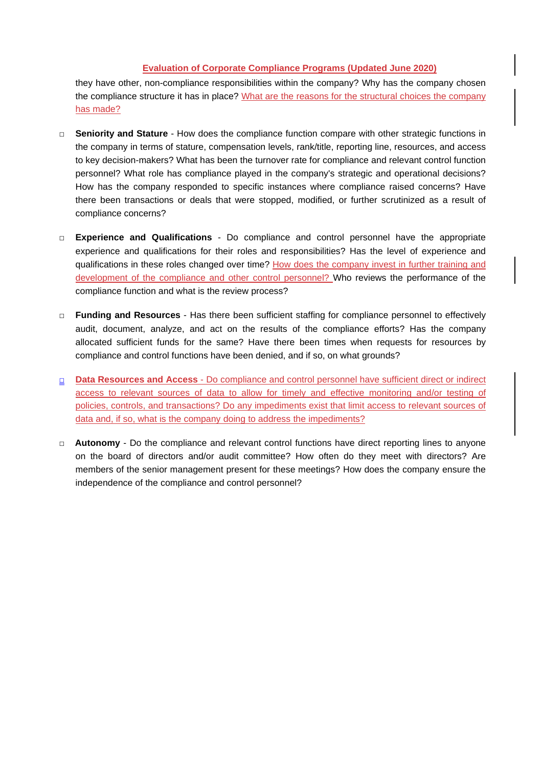they have other, non-compliance responsibilities within the company? Why has the company chosen the compliance structure it has in place? What are the reasons for the structural choices the company has made?

- **Seniority and Stature** - How does the compliance function compare with other strategic functions in the company in terms of stature, compensation levels, rank/title, reporting line, resources, and access to key decision-makers? What has been the turnover rate for compliance and relevant control function personnel? What role has compliance played in the company's strategic and operational decisions? How has the company responded to specific instances where compliance raised concerns? Have there been transactions or deals that were stopped, modified, or further scrutinized as a result of compliance concerns?

- **Experience and Qualifications** - Do compliance and control personnel have the appropriate experience and qualifications for their roles and responsibilities? Has the level of experience and qualifications in these roles changed over time? How does the company invest in further training and development of the compliance and other control personnel? Who reviews the performance of the compliance function and what is the review process?

- **Funding and Resources** - Has there been sufficient staffing for compliance personnel to effectively audit, document, analyze, and act on the results of the compliance efforts? Has the company allocated sufficient funds for the same? Have there been times when requests for resources by compliance and control functions have been denied, and if so, on what grounds?

- **Data Resources and Access** - Do compliance and control personnel have sufficient direct or indirect access to relevant sources of data to allow for timely and effective monitoring and/or testing of policies, controls, and transactions? Do any impediments exist that limit access to relevant sources of data and, if so, what is the company doing to address the impediments?

- **Autonomy** - Do the compliance and relevant control functions have direct reporting lines to anyone on the board of directors and/or audit committee? How often do they meet with directors? Are members of the senior management present for these meetings? How does the company ensure the independence of the compliance and control personnel?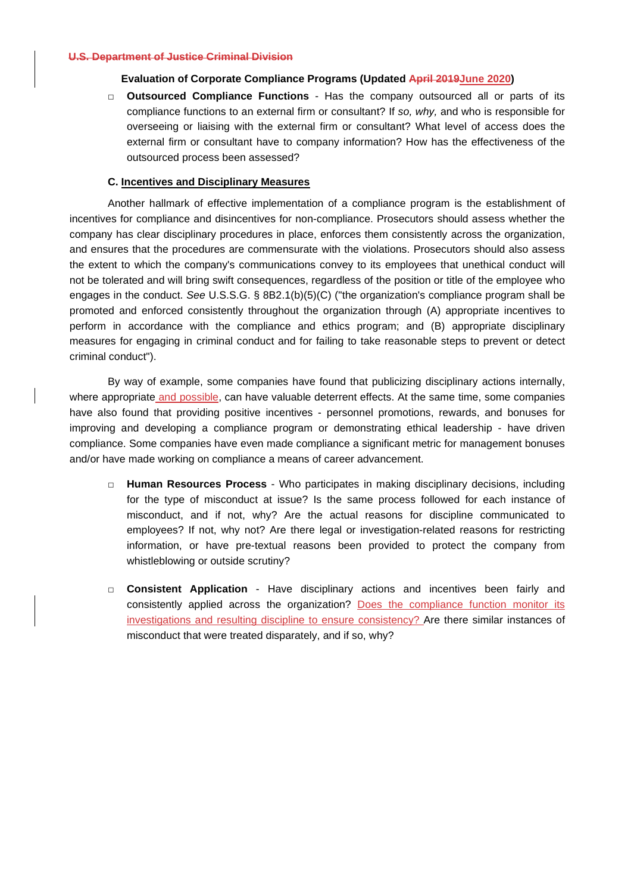~~U.S. Department of Justice Criminal Division~~

**Evaluation of Corporate Compliance Programs (Updated ~~April 2019~~June 2020)**

- **Outsourced Compliance Functions** - Has the company outsourced all or parts of its compliance functions to an external firm or consultant? If *so, why,* and who is responsible for overseeing or liaising with the external firm or consultant? What level of access does the external firm or consultant have to company information? How has the effectiveness of the outsourced process been assessed?

### C. Incentives and Disciplinary Measures

Another hallmark of effective implementation of a compliance program is the establishment of incentives for compliance and disincentives for non-compliance. Prosecutors should assess whether the company has clear disciplinary procedures in place, enforces them consistently across the organization, and ensures that the procedures are commensurate with the violations. Prosecutors should also assess the extent to which the company's communications convey to its employees that unethical conduct will not be tolerated and will bring swift consequences, regardless of the position or title of the employee who engages in the conduct. *See* U.S.S.G. § 8B2.1(b)(5)(C) ("the organization's compliance program shall be promoted and enforced consistently throughout the organization through (A) appropriate incentives to perform in accordance with the compliance and ethics program; and (B) appropriate disciplinary measures for engaging in criminal conduct and for failing to take reasonable steps to prevent or detect criminal conduct").

By way of example, some companies have found that publicizing disciplinary actions internally, where appropriate and possible, can have valuable deterrent effects. At the same time, some companies have also found that providing positive incentives - personnel promotions, rewards, and bonuses for improving and developing a compliance program or demonstrating ethical leadership - have driven compliance. Some companies have even made compliance a significant metric for management bonuses and/or have made working on compliance a means of career advancement.

- **Human Resources Process** - Who participates in making disciplinary decisions, including for the type of misconduct at issue? Is the same process followed for each instance of misconduct, and if not, why? Are the actual reasons for discipline communicated to employees? If not, why not? Are there legal or investigation-related reasons for restricting information, or have pre-textual reasons been provided to protect the company from whistleblowing or outside scrutiny?

- **Consistent Application** - Have disciplinary actions and incentives been fairly and consistently applied across the organization? Does the compliance function monitor its investigations and resulting discipline to ensure consistency? Are there similar instances of misconduct that were treated disparately, and if so, why?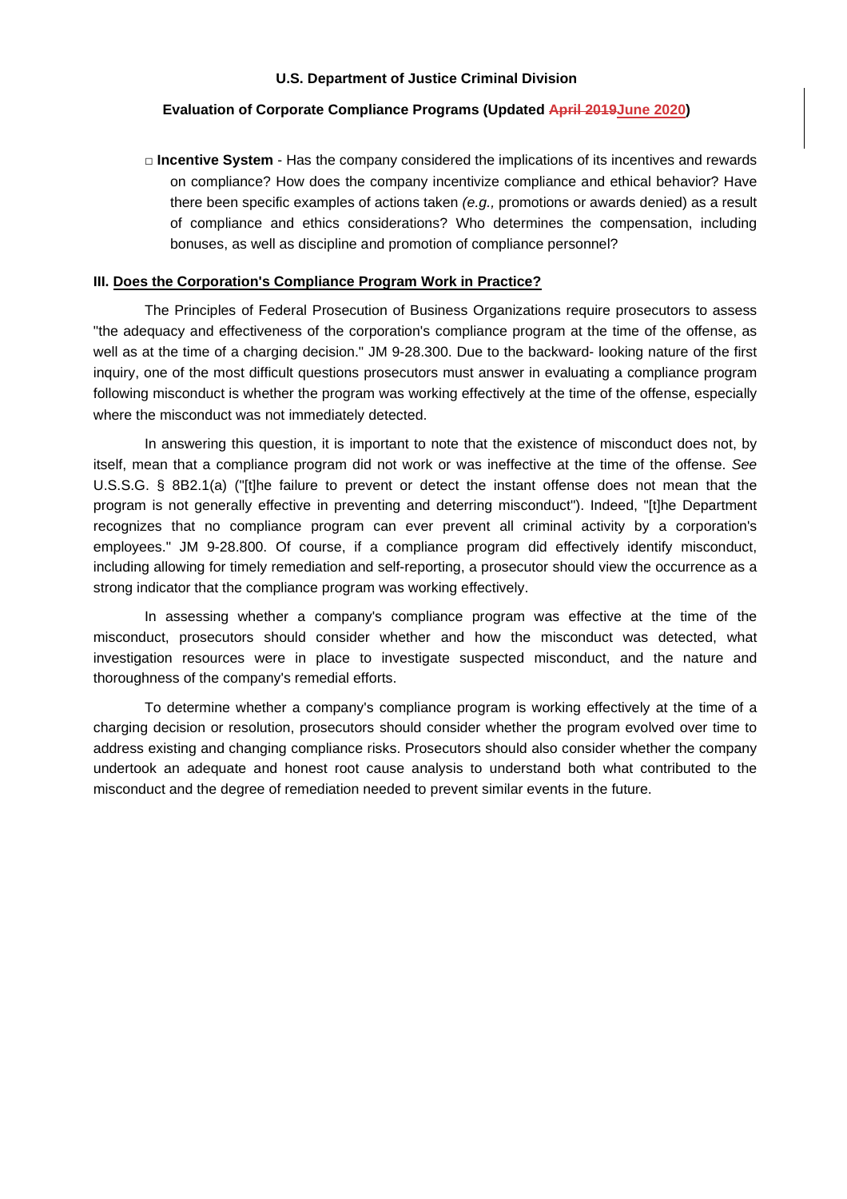□ **Incentive System** - Has the company considered the implications of its incentives and rewards on compliance? How does the company incentivize compliance and ethical behavior? Have there been specific examples of actions taken *(e.g.,* promotions or awards denied) as a result of compliance and ethics considerations? Who determines the compensation, including bonuses, as well as discipline and promotion of compliance personnel?

## III. Does the Corporation's Compliance Program Work in Practice?

The Principles of Federal Prosecution of Business Organizations require prosecutors to assess "the adequacy and effectiveness of the corporation's compliance program at the time of the offense, as well as at the time of a charging decision." JM 9-28.300. Due to the backward- looking nature of the first inquiry, one of the most difficult questions prosecutors must answer in evaluating a compliance program following misconduct is whether the program was working effectively at the time of the offense, especially where the misconduct was not immediately detected.

In answering this question, it is important to note that the existence of misconduct does not, by itself, mean that a compliance program did not work or was ineffective at the time of the offense. *See* U.S.S.G. § 8B2.1(a) ("[t]he failure to prevent or detect the instant offense does not mean that the program is not generally effective in preventing and deterring misconduct"). Indeed, "[t]he Department recognizes that no compliance program can ever prevent all criminal activity by a corporation's employees." JM 9-28.800. Of course, if a compliance program did effectively identify misconduct, including allowing for timely remediation and self-reporting, a prosecutor should view the occurrence as a strong indicator that the compliance program was working effectively.

In assessing whether a company's compliance program was effective at the time of the misconduct, prosecutors should consider whether and how the misconduct was detected, what investigation resources were in place to investigate suspected misconduct, and the nature and thoroughness of the company's remedial efforts.

To determine whether a company's compliance program is working effectively at the time of a charging decision or resolution, prosecutors should consider whether the program evolved over time to address existing and changing compliance risks. Prosecutors should also consider whether the company undertook an adequate and honest root cause analysis to understand both what contributed to the misconduct and the degree of remediation needed to prevent similar events in the future.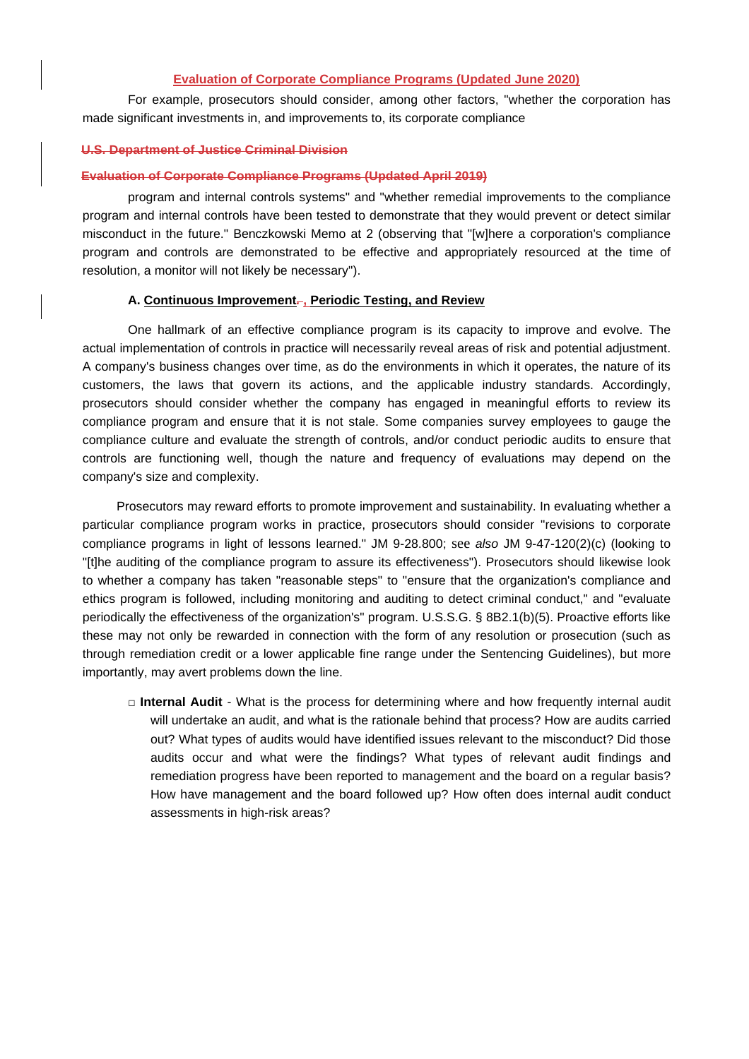For example, prosecutors should consider, among other factors, "whether the corporation has made significant investments in, and improvements to, its corporate compliance program and internal controls systems" and "whether remedial improvements to the compliance program and internal controls have been tested to demonstrate that they would prevent or detect similar misconduct in the future." Benczkowski Memo at 2 (observing that "[w]here a corporation's compliance program and controls are demonstrated to be effective and appropriately resourced at the time of resolution, a monitor will not likely be necessary").

### A. Continuous Improvement, Periodic Testing, and Review

One hallmark of an effective compliance program is its capacity to improve and evolve. The actual implementation of controls in practice will necessarily reveal areas of risk and potential adjustment. A company's business changes over time, as do the environments in which it operates, the nature of its customers, the laws that govern its actions, and the applicable industry standards. Accordingly, prosecutors should consider whether the company has engaged in meaningful efforts to review its compliance program and ensure that it is not stale. Some companies survey employees to gauge the compliance culture and evaluate the strength of controls, and/or conduct periodic audits to ensure that controls are functioning well, though the nature and frequency of evaluations may depend on the company's size and complexity.

Prosecutors may reward efforts to promote improvement and sustainability. In evaluating whether a particular compliance program works in practice, prosecutors should consider "revisions to corporate compliance programs in light of lessons learned." JM 9-28.800; *see also* JM 9-47-120(2)(c) (looking to "[t]he auditing of the compliance program to assure its effectiveness"). Prosecutors should likewise look to whether a company has taken "reasonable steps" to "ensure that the organization's compliance and ethics program is followed, including monitoring and auditing to detect criminal conduct," and "evaluate periodically the effectiveness of the organization's" program. U.S.S.G. § 8B2.1(b)(5). Proactive efforts like these may not only be rewarded in connection with the form of any resolution or prosecution (such as through remediation credit or a lower applicable fine range under the Sentencing Guidelines), but more importantly, may avert problems down the line.

- **Internal Audit** - What is the process for determining where and how frequently internal audit will undertake an audit, and what is the rationale behind that process? How are audits carried out? What types of audits would have identified issues relevant to the misconduct? Did those audits occur and what were the findings? What types of relevant audit findings and remediation progress have been reported to management and the board on a regular basis? How have management and the board followed up? How often does internal audit conduct assessments in high-risk areas?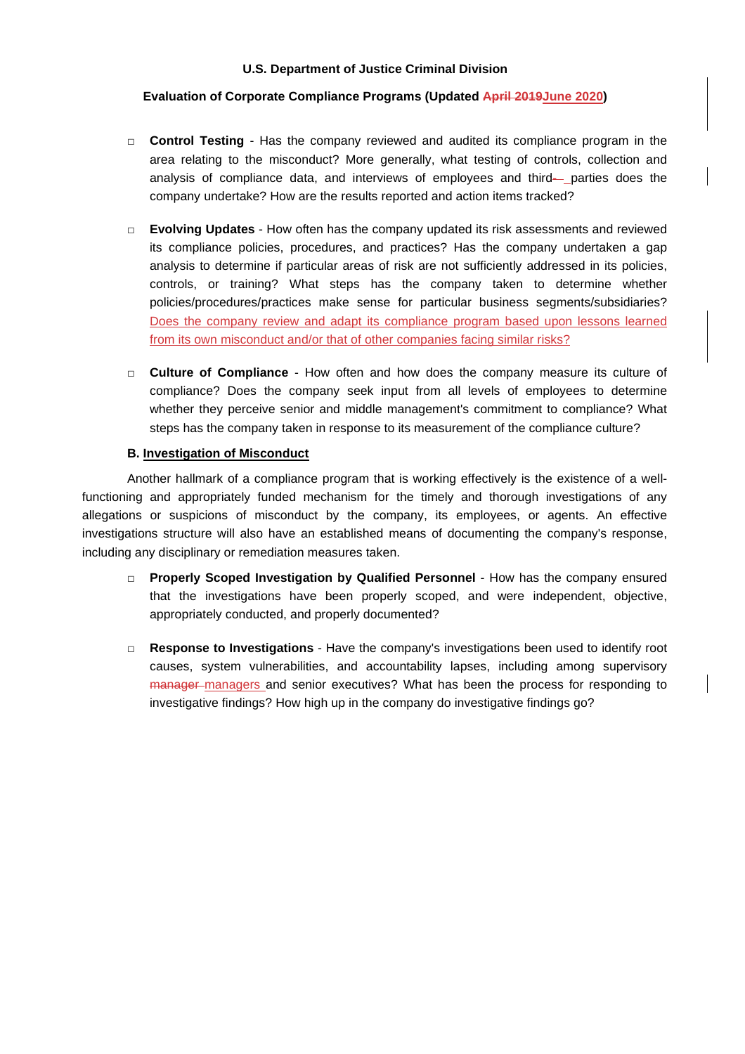- **Control Testing** - Has the company reviewed and audited its compliance program in the area relating to the misconduct? More generally, what testing of controls, collection and analysis of compliance data, and interviews of employees and third~~-~~ parties does the company undertake? How are the results reported and action items tracked?

- **Evolving Updates** - How often has the company updated its risk assessments and reviewed its compliance policies, procedures, and practices? Has the company undertaken a gap analysis to determine if particular areas of risk are not sufficiently addressed in its policies, controls, or training? What steps has the company taken to determine whether policies/procedures/practices make sense for particular business segments/subsidiaries? Does the company review and adapt its compliance program based upon lessons learned from its own misconduct and/or that of other companies facing similar risks?

- **Culture of Compliance** - How often and how does the company measure its culture of compliance? Does the company seek input from all levels of employees to determine whether they perceive senior and middle management's commitment to compliance? What steps has the company taken in response to its measurement of the compliance culture?

**B. Investigation of Misconduct**

Another hallmark of a compliance program that is working effectively is the existence of a well-functioning and appropriately funded mechanism for the timely and thorough investigations of any allegations or suspicions of misconduct by the company, its employees, or agents. An effective investigations structure will also have an established means of documenting the company's response, including any disciplinary or remediation measures taken.

- **Properly Scoped Investigation by Qualified Personnel** - How has the company ensured that the investigations have been properly scoped, and were independent, objective, appropriately conducted, and properly documented?

- **Response to Investigations** - Have the company's investigations been used to identify root causes, system vulnerabilities, and accountability lapses, including among supervisory ~~manager~~ managers and senior executives? What has been the process for responding to investigative findings? How high up in the company do investigative findings go?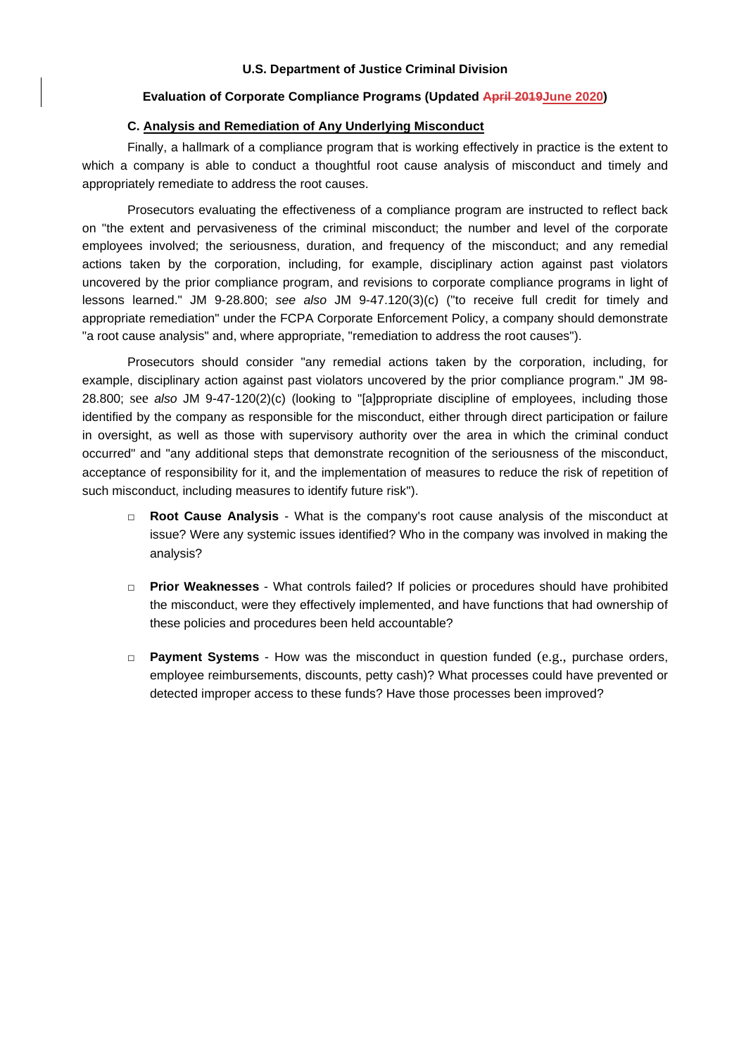### C. Analysis and Remediation of Any Underlying Misconduct

Finally, a hallmark of a compliance program that is working effectively in practice is the extent to which a company is able to conduct a thoughtful root cause analysis of misconduct and timely and appropriately remediate to address the root causes.

Prosecutors evaluating the effectiveness of a compliance program are instructed to reflect back on "the extent and pervasiveness of the criminal misconduct; the number and level of the corporate employees involved; the seriousness, duration, and frequency of the misconduct; and any remedial actions taken by the corporation, including, for example, disciplinary action against past violators uncovered by the prior compliance program, and revisions to corporate compliance programs in light of lessons learned." JM 9-28.800; *see also* JM 9-47.120(3)(c) ("to receive full credit for timely and appropriate remediation" under the FCPA Corporate Enforcement Policy, a company should demonstrate "a root cause analysis" and, where appropriate, "remediation to address the root causes").

Prosecutors should consider "any remedial actions taken by the corporation, including, for example, disciplinary action against past violators uncovered by the prior compliance program." JM 98-28.800; see *also* JM 9-47-120(2)(c) (looking to "[a]ppropriate discipline of employees, including those identified by the company as responsible for the misconduct, either through direct participation or failure in oversight, as well as those with supervisory authority over the area in which the criminal conduct occurred" and "any additional steps that demonstrate recognition of the seriousness of the misconduct, acceptance of responsibility for it, and the implementation of measures to reduce the risk of repetition of such misconduct, including measures to identify future risk").

- **Root Cause Analysis** - What is the company's root cause analysis of the misconduct at issue? Were any systemic issues identified? Who in the company was involved in making the analysis?

- **Prior Weaknesses** - What controls failed? If policies or procedures should have prohibited the misconduct, were they effectively implemented, and have functions that had ownership of these policies and procedures been held accountable?

- **Payment Systems** - How was the misconduct in question funded (e.g., purchase orders, employee reimbursements, discounts, petty cash)? What processes could have prevented or detected improper access to these funds? Have those processes been improved?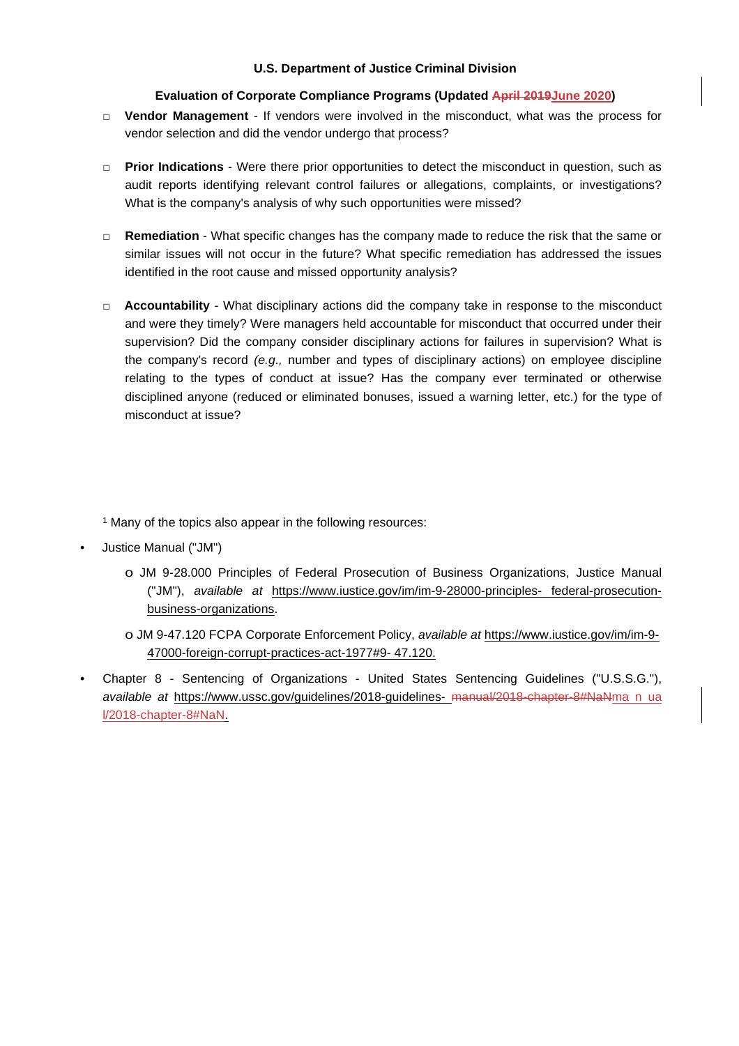- **Vendor Management** - If vendors were involved in the misconduct, what was the process for vendor selection and did the vendor undergo that process?

- **Prior Indications** - Were there prior opportunities to detect the misconduct in question, such as audit reports identifying relevant control failures or allegations, complaints, or investigations? What is the company's analysis of why such opportunities were missed?

- **Remediation** - What specific changes has the company made to reduce the risk that the same or similar issues will not occur in the future? What specific remediation has addressed the issues identified in the root cause and missed opportunity analysis?

- **Accountability** - What disciplinary actions did the company take in response to the misconduct and were they timely? Were managers held accountable for misconduct that occurred under their supervision? Did the company consider disciplinary actions for failures in supervision? What is the company's record *(e.g.,* number and types of disciplinary actions) on employee discipline relating to the types of conduct at issue? Has the company ever terminated or otherwise disciplined anyone (reduced or eliminated bonuses, issued a warning letter, etc.) for the type of misconduct at issue?

[1] Many of the topics also appear in the following resources:

- Justice Manual ("JM")
  - JM 9-28.000 Principles of Federal Prosecution of Business Organizations, Justice Manual ("JM"), *available at* https://www.iustice.gov/im/im-9-28000-principles- federal-prosecution-business-organizations.
  - JM 9-47.120 FCPA Corporate Enforcement Policy, *available at* https://www.iustice.gov/im/im-9-47000-foreign-corrupt-practices-act-1977#9- 47.120.
- Chapter 8 - Sentencing of Organizations - United States Sentencing Guidelines ("U.S.S.G."), *available at* https://www.ussc.gov/guidelines/2018-guidelines- ~~manual/2018-chapter-8#NaN~~ma n ua l/2018-chapter-8#NaN.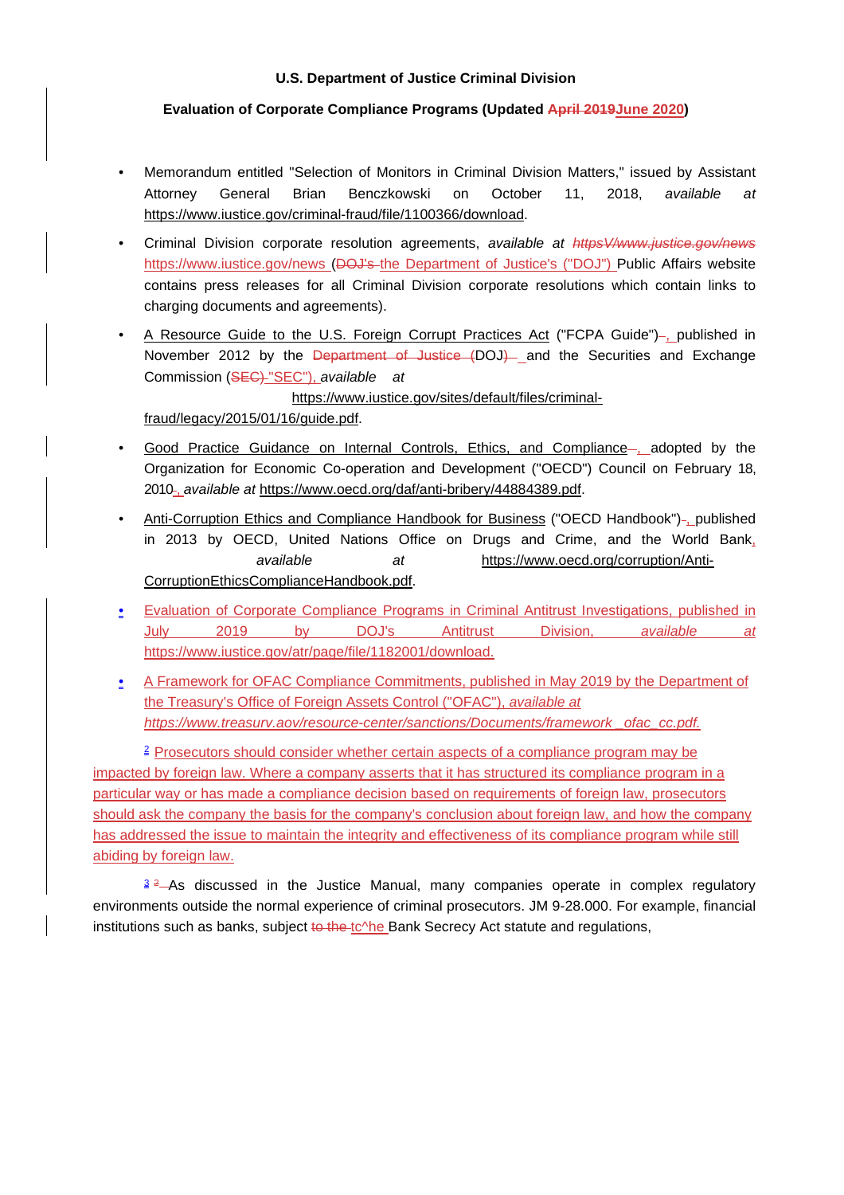**U.S. Department of Justice Criminal Division**

**Evaluation of Corporate Compliance Programs (Updated ~~April 2019~~June 2020)**

- Memorandum entitled "Selection of Monitors in Criminal Division Matters," issued by Assistant Attorney General Brian Benczkowski on October 11, 2018, *available at* https://www.iustice.gov/criminal-fraud/file/1100366/download.

- Criminal Division corporate resolution agreements, *available at* ~~*httpsV/www.justice.gov/news*~~ https://www.iustice.gov/news (~~DOJ's~~ the Department of Justice's ("DOJ") Public Affairs website contains press releases for all Criminal Division corporate resolutions which contain links to charging documents and agreements).

- A Resource Guide to the U.S. Foreign Corrupt Practices Act ("FCPA Guide")~~-~~, published in November 2012 by the ~~Department of Justice (~~DOJ~~)~~ and the Securities and Exchange Commission (~~SEC)~~"SEC"), *available at* https://www.iustice.gov/sites/default/files/criminal-fraud/legacy/2015/01/16/guide.pdf.

- Good Practice Guidance on Internal Controls, Ethics, and Compliance~~-~~, adopted by the Organization for Economic Co-operation and Development ("OECD") Council on February 18, 2010, *available at* https://www.oecd.org/daf/anti-bribery/44884389.pdf.

- Anti-Corruption Ethics and Compliance Handbook for Business ("OECD Handbook")~~-~~, published in 2013 by OECD, United Nations Office on Drugs and Crime, and the World Bank, *available at* https://www.oecd.org/corruption/Anti-CorruptionEthicsComplianceHandbook.pdf.

- Evaluation of Corporate Compliance Programs in Criminal Antitrust Investigations, published in July 2019 by DOJ's Antitrust Division, *available at* https://www.iustice.gov/atr/page/file/1182001/download.

- A Framework for OFAC Compliance Commitments, published in May 2019 by the Department of the Treasury's Office of Foreign Assets Control ("OFAC"), *available at https://www.treasurv.aov/resource-center/sanctions/Documents/framework _ofac_cc.pdf.*

[2] Prosecutors should consider whether certain aspects of a compliance program may be impacted by foreign law. Where a company asserts that it has structured its compliance program in a particular way or has made a compliance decision based on requirements of foreign law, prosecutors should ask the company the basis for the company's conclusion about foreign law, and how the company has addressed the issue to maintain the integrity and effectiveness of its compliance program while still abiding by foreign law.

[3] ~~[2]~~ As discussed in the Justice Manual, many companies operate in complex regulatory environments outside the normal experience of criminal prosecutors. JM 9-28.000. For example, financial institutions such as banks, subject ~~to the~~ tc^he Bank Secrecy Act statute and regulations,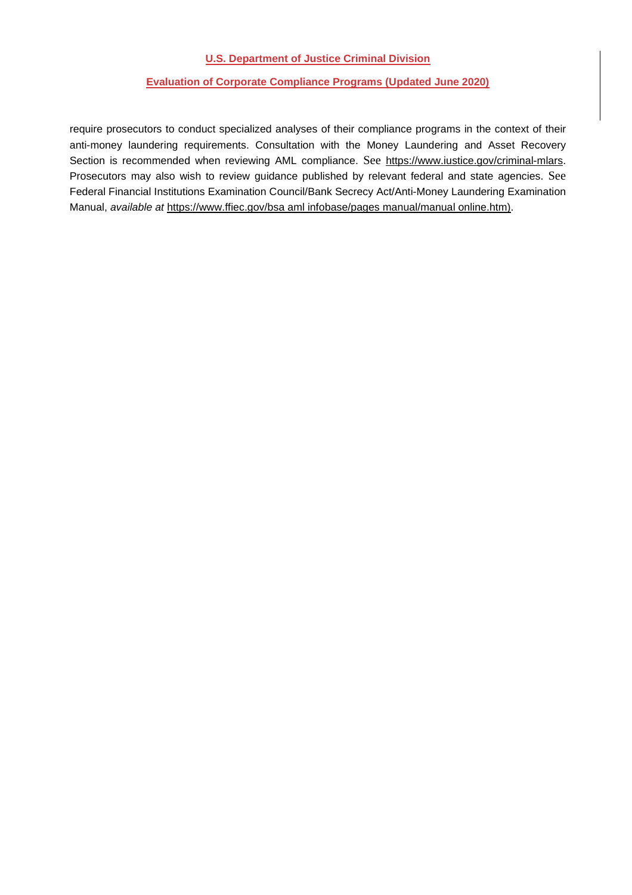require prosecutors to conduct specialized analyses of their compliance programs in the context of their anti-money laundering requirements. Consultation with the Money Laundering and Asset Recovery Section is recommended when reviewing AML compliance. *See* https://www.iustice.gov/criminal-mlars. Prosecutors may also wish to review guidance published by relevant federal and state agencies. *See* Federal Financial Institutions Examination Council/Bank Secrecy Act/Anti-Money Laundering Examination Manual, *available at* https://www.ffiec.gov/bsa aml infobase/pages manual/manual online.htm).